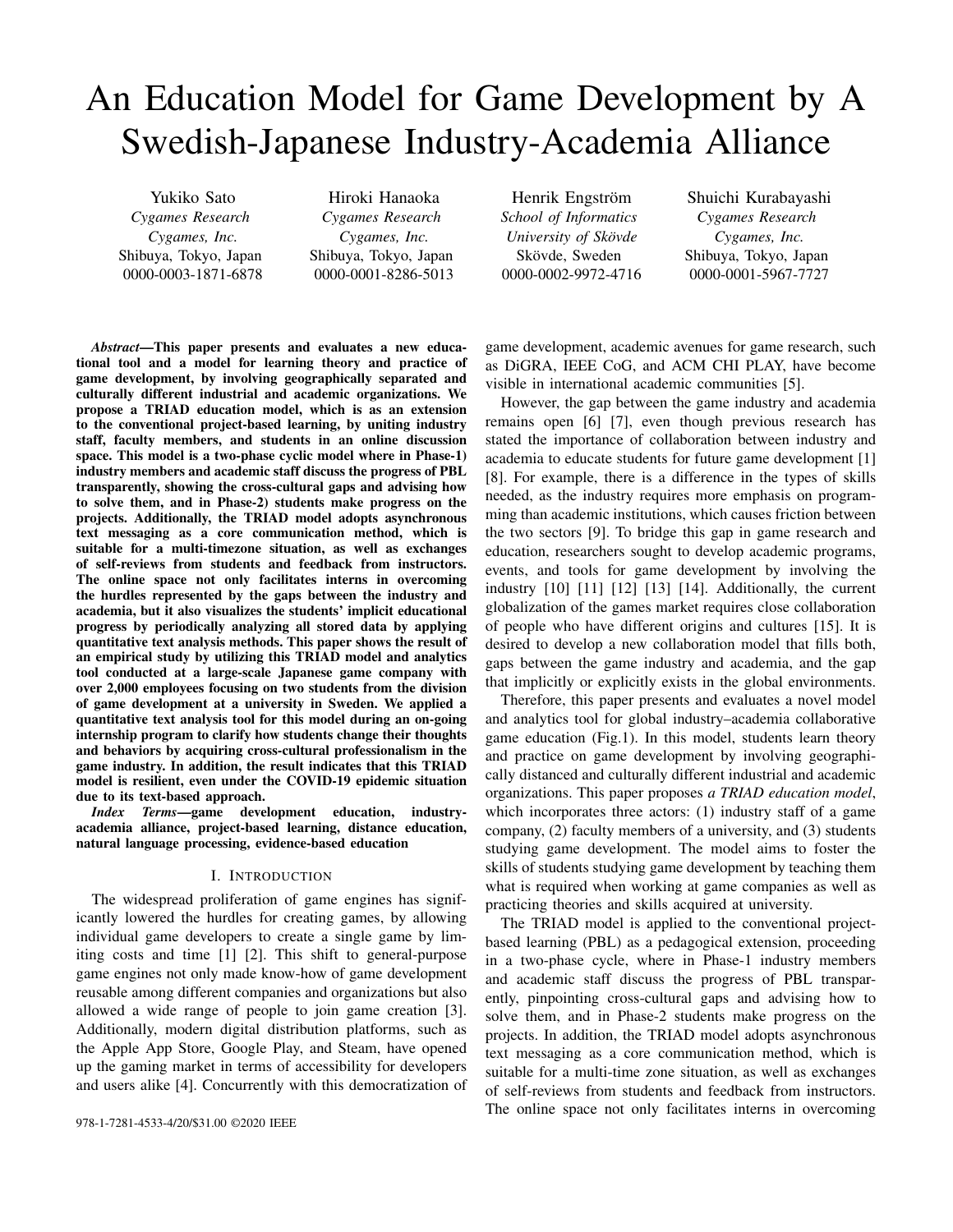# An Education Model for Game Development by A Swedish-Japanese Industry-Academia Alliance

Yukiko Sato
*Cygames Research*
*Cygames, Inc.*
Shibuya, Tokyo, Japan
0000-0003-1871-6878

Hiroki Hanaoka
*Cygames Research*
*Cygames, Inc.*
Shibuya, Tokyo, Japan
0000-0001-8286-5013

Henrik Engström
*School of Informatics*
*University of Skövde*
Skövde, Sweden
0000-0002-9972-4716

Shuichi Kurabayashi
*Cygames Research*
*Cygames, Inc.*
Shibuya, Tokyo, Japan
0000-0001-5967-7727

***Abstract*—This paper presents and evaluates a new educational tool and a model for learning theory and practice of game development, by involving geographically separated and culturally different industrial and academic organizations. We propose a TRIAD education model, which is as an extension to the conventional project-based learning, by uniting industry staff, faculty members, and students in an online discussion space. This model is a two-phase cyclic model where in Phase-1) industry members and academic staff discuss the progress of PBL transparently, showing the cross-cultural gaps and advising how to solve them, and in Phase-2) students make progress on the projects. Additionally, the TRIAD model adopts asynchronous text messaging as a core communication method, which is suitable for a multi-timezone situation, as well as exchanges of self-reviews from students and feedback from instructors. The online space not only facilitates interns in overcoming the hurdles represented by the gaps between the industry and academia, but it also visualizes the students' implicit educational progress by periodically analyzing all stored data by applying quantitative text analysis methods. This paper shows the result of an empirical study by utilizing this TRIAD model and analytics tool conducted at a large-scale Japanese game company with over 2,000 employees focusing on two students from the division of game development at a university in Sweden. We applied a quantitative text analysis tool for this model during an on-going internship program to clarify how students change their thoughts and behaviors by acquiring cross-cultural professionalism in the game industry. In addition, the result indicates that this TRIAD model is resilient, even under the COVID-19 epidemic situation due to its text-based approach.**

***Index Terms*—game development education, industry-academia alliance, project-based learning, distance education, natural language processing, evidence-based education**

## I. Introduction

The widespread proliferation of game engines has significantly lowered the hurdles for creating games, by allowing individual game developers to create a single game by limiting costs and time [1] [2]. This shift to general-purpose game engines not only made know-how of game development reusable among different companies and organizations but also allowed a wide range of people to join game creation [3]. Additionally, modern digital distribution platforms, such as the Apple App Store, Google Play, and Steam, have opened up the gaming market in terms of accessibility for developers and users alike [4]. Concurrently with this democratization of game development, academic avenues for game research, such as DiGRA, IEEE CoG, and ACM CHI PLAY, have become visible in international academic communities [5].

However, the gap between the game industry and academia remains open [6] [7], even though previous research has stated the importance of collaboration between industry and academia to educate students for future game development [1] [8]. For example, there is a difference in the types of skills needed, as the industry requires more emphasis on programming than academic institutions, which causes friction between the two sectors [9]. To bridge this gap in game research and education, researchers sought to develop academic programs, events, and tools for game development by involving the industry [10] [11] [12] [13] [14]. Additionally, the current globalization of the games market requires close collaboration of people who have different origins and cultures [15]. It is desired to develop a new collaboration model that fills both, gaps between the game industry and academia, and the gap that implicitly or explicitly exists in the global environments.

Therefore, this paper presents and evaluates a novel model and analytics tool for global industry–academia collaborative game education (Fig.1). In this model, students learn theory and practice on game development by involving geographically distanced and culturally different industrial and academic organizations. This paper proposes *a TRIAD education model*, which incorporates three actors: (1) industry staff of a game company, (2) faculty members of a university, and (3) students studying game development. The model aims to foster the skills of students studying game development by teaching them what is required when working at game companies as well as practicing theories and skills acquired at university.

The TRIAD model is applied to the conventional project-based learning (PBL) as a pedagogical extension, proceeding in a two-phase cycle, where in Phase-1 industry members and academic staff discuss the progress of PBL transparently, pinpointing cross-cultural gaps and advising how to solve them, and in Phase-2 students make progress on the projects. In addition, the TRIAD model adopts asynchronous text messaging as a core communication method, which is suitable for a multi-time zone situation, as well as exchanges of self-reviews from students and feedback from instructors. The online space not only facilitates interns in overcoming

978-1-7281-4533-4/20/$31.00 ©2020 IEEE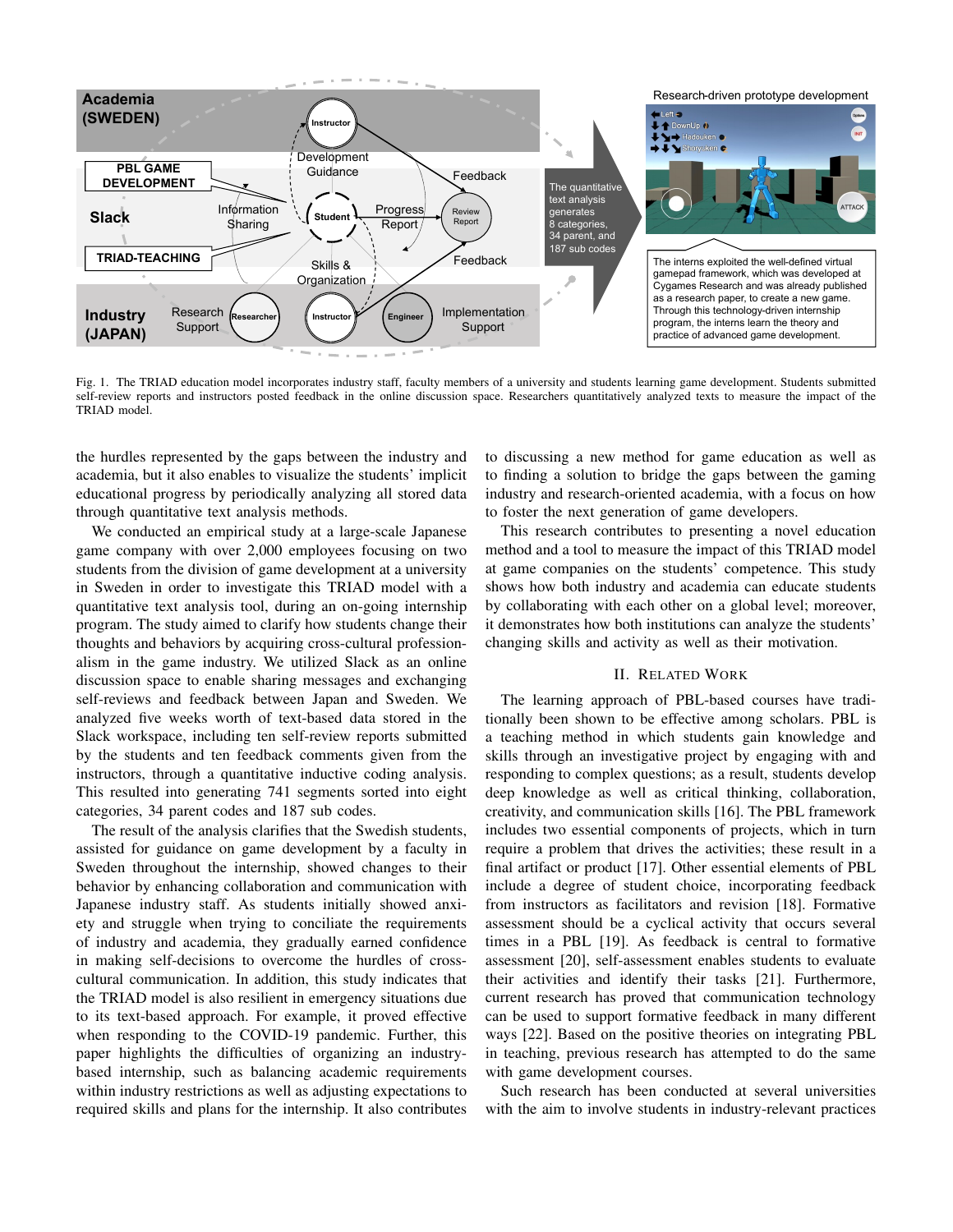Fig. 1. The TRIAD education model incorporates industry staff, faculty members of a university and students learning game development. Students submitted self-review reports and instructors posted feedback in the online discussion space. Researchers quantitatively analyzed texts to measure the impact of the TRIAD model.

the hurdles represented by the gaps between the industry and academia, but it also enables to visualize the students' implicit educational progress by periodically analyzing all stored data through quantitative text analysis methods.

We conducted an empirical study at a large-scale Japanese game company with over 2,000 employees focusing on two students from the division of game development at a university in Sweden in order to investigate this TRIAD model with a quantitative text analysis tool, during an on-going internship program. The study aimed to clarify how students change their thoughts and behaviors by acquiring cross-cultural professionalism in the game industry. We utilized Slack as an online discussion space to enable sharing messages and exchanging self-reviews and feedback between Japan and Sweden. We analyzed five weeks worth of text-based data stored in the Slack workspace, including ten self-review reports submitted by the students and ten feedback comments given from the instructors, through a quantitative inductive coding analysis. This resulted into generating 741 segments sorted into eight categories, 34 parent codes and 187 sub codes.

The result of the analysis clarifies that the Swedish students, assisted for guidance on game development by a faculty in Sweden throughout the internship, showed changes to their behavior by enhancing collaboration and communication with Japanese industry staff. As students initially showed anxiety and struggle when trying to conciliate the requirements of industry and academia, they gradually earned confidence in making self-decisions to overcome the hurdles of cross-cultural communication. In addition, this study indicates that the TRIAD model is also resilient in emergency situations due to its text-based approach. For example, it proved effective when responding to the COVID-19 pandemic. Further, this paper highlights the difficulties of organizing an industry-based internship, such as balancing academic requirements within industry restrictions as well as adjusting expectations to required skills and plans for the internship. It also contributes to discussing a new method for game education as well as to finding a solution to bridge the gaps between the gaming industry and research-oriented academia, with a focus on how to foster the next generation of game developers.

This research contributes to presenting a novel education method and a tool to measure the impact of this TRIAD model at game companies on the students' competence. This study shows how both industry and academia can educate students by collaborating with each other on a global level; moreover, it demonstrates how both institutions can analyze the students' changing skills and activity as well as their motivation.

## II. Related Work

The learning approach of PBL-based courses have traditionally been shown to be effective among scholars. PBL is a teaching method in which students gain knowledge and skills through an investigative project by engaging with and responding to complex questions; as a result, students develop deep knowledge as well as critical thinking, collaboration, creativity, and communication skills [16]. The PBL framework includes two essential components of projects, which in turn require a problem that drives the activities; these result in a final artifact or product [17]. Other essential elements of PBL include a degree of student choice, incorporating feedback from instructors as facilitators and revision [18]. Formative assessment should be a cyclical activity that occurs several times in a PBL [19]. As feedback is central to formative assessment [20], self-assessment enables students to evaluate their activities and identify their tasks [21]. Furthermore, current research has proved that communication technology can be used to support formative feedback in many different ways [22]. Based on the positive theories on integrating PBL in teaching, previous research has attempted to do the same with game development courses.

Such research has been conducted at several universities with the aim to involve students in industry-relevant practices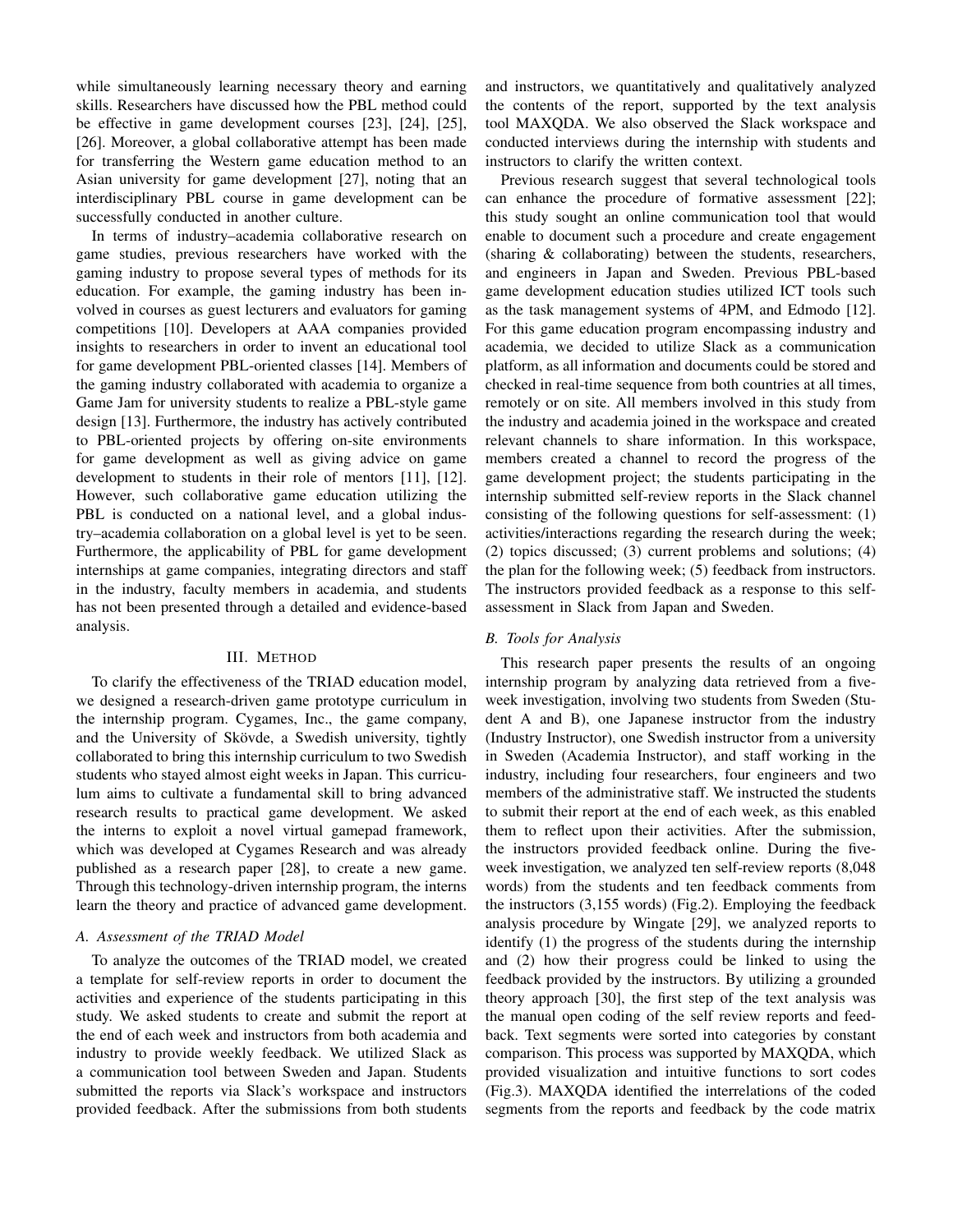while simultaneously learning necessary theory and earning skills. Researchers have discussed how the PBL method could be effective in game development courses [23], [24], [25], [26]. Moreover, a global collaborative attempt has been made for transferring the Western game education method to an Asian university for game development [27], noting that an interdisciplinary PBL course in game development can be successfully conducted in another culture.

In terms of industry–academia collaborative research on game studies, previous researchers have worked with the gaming industry to propose several types of methods for its education. For example, the gaming industry has been involved in courses as guest lecturers and evaluators for gaming competitions [10]. Developers at AAA companies provided insights to researchers in order to invent an educational tool for game development PBL-oriented classes [14]. Members of the gaming industry collaborated with academia to organize a Game Jam for university students to realize a PBL-style game design [13]. Furthermore, the industry has actively contributed to PBL-oriented projects by offering on-site environments for game development as well as giving advice on game development to students in their role of mentors [11], [12]. However, such collaborative game education utilizing the PBL is conducted on a national level, and a global industry–academia collaboration on a global level is yet to be seen. Furthermore, the applicability of PBL for game development internships at game companies, integrating directors and staff in the industry, faculty members in academia, and students has not been presented through a detailed and evidence-based analysis.

## III. Method

To clarify the effectiveness of the TRIAD education model, we designed a research-driven game prototype curriculum in the internship program. Cygames, Inc., the game company, and the University of Skövde, a Swedish university, tightly collaborated to bring this internship curriculum to two Swedish students who stayed almost eight weeks in Japan. This curriculum aims to cultivate a fundamental skill to bring advanced research results to practical game development. We asked the interns to exploit a novel virtual gamepad framework, which was developed at Cygames Research and was already published as a research paper [28], to create a new game. Through this technology-driven internship program, the interns learn the theory and practice of advanced game development.

### A. Assessment of the TRIAD Model

To analyze the outcomes of the TRIAD model, we created a template for self-review reports in order to document the activities and experience of the students participating in this study. We asked students to create and submit the report at the end of each week and instructors from both academia and industry to provide weekly feedback. We utilized Slack as a communication tool between Sweden and Japan. Students submitted the reports via Slack's workspace and instructors provided feedback. After the submissions from both students and instructors, we quantitatively and qualitatively analyzed the contents of the report, supported by the text analysis tool MAXQDA. We also observed the Slack workspace and conducted interviews during the internship with students and instructors to clarify the written context.

Previous research suggest that several technological tools can enhance the procedure of formative assessment [22]; this study sought an online communication tool that would enable to document such a procedure and create engagement (sharing & collaborating) between the students, researchers, and engineers in Japan and Sweden. Previous PBL-based game development education studies utilized ICT tools such as the task management systems of 4PM, and Edmodo [12]. For this game education program encompassing industry and academia, we decided to utilize Slack as a communication platform, as all information and documents could be stored and checked in real-time sequence from both countries at all times, remotely or on site. All members involved in this study from the industry and academia joined in the workspace and created relevant channels to share information. In this workspace, members created a channel to record the progress of the game development project; the students participating in the internship submitted self-review reports in the Slack channel consisting of the following questions for self-assessment: (1) activities/interactions regarding the research during the week; (2) topics discussed; (3) current problems and solutions; (4) the plan for the following week; (5) feedback from instructors. The instructors provided feedback as a response to this self-assessment in Slack from Japan and Sweden.

### B. Tools for Analysis

This research paper presents the results of an ongoing internship program by analyzing data retrieved from a five-week investigation, involving two students from Sweden (Student A and B), one Japanese instructor from the industry (Industry Instructor), one Swedish instructor from a university in Sweden (Academia Instructor), and staff working in the industry, including four researchers, four engineers and two members of the administrative staff. We instructed the students to submit their report at the end of each week, as this enabled them to reflect upon their activities. After the submission, the instructors provided feedback online. During the five-week investigation, we analyzed ten self-review reports (8,048 words) from the students and ten feedback comments from the instructors (3,155 words) (Fig.2). Employing the feedback analysis procedure by Wingate [29], we analyzed reports to identify (1) the progress of the students during the internship and (2) how their progress could be linked to using the feedback provided by the instructors. By utilizing a grounded theory approach [30], the first step of the text analysis was the manual open coding of the self review reports and feedback. Text segments were sorted into categories by constant comparison. This process was supported by MAXQDA, which provided visualization and intuitive functions to sort codes (Fig.3). MAXQDA identified the interrelations of the coded segments from the reports and feedback by the code matrix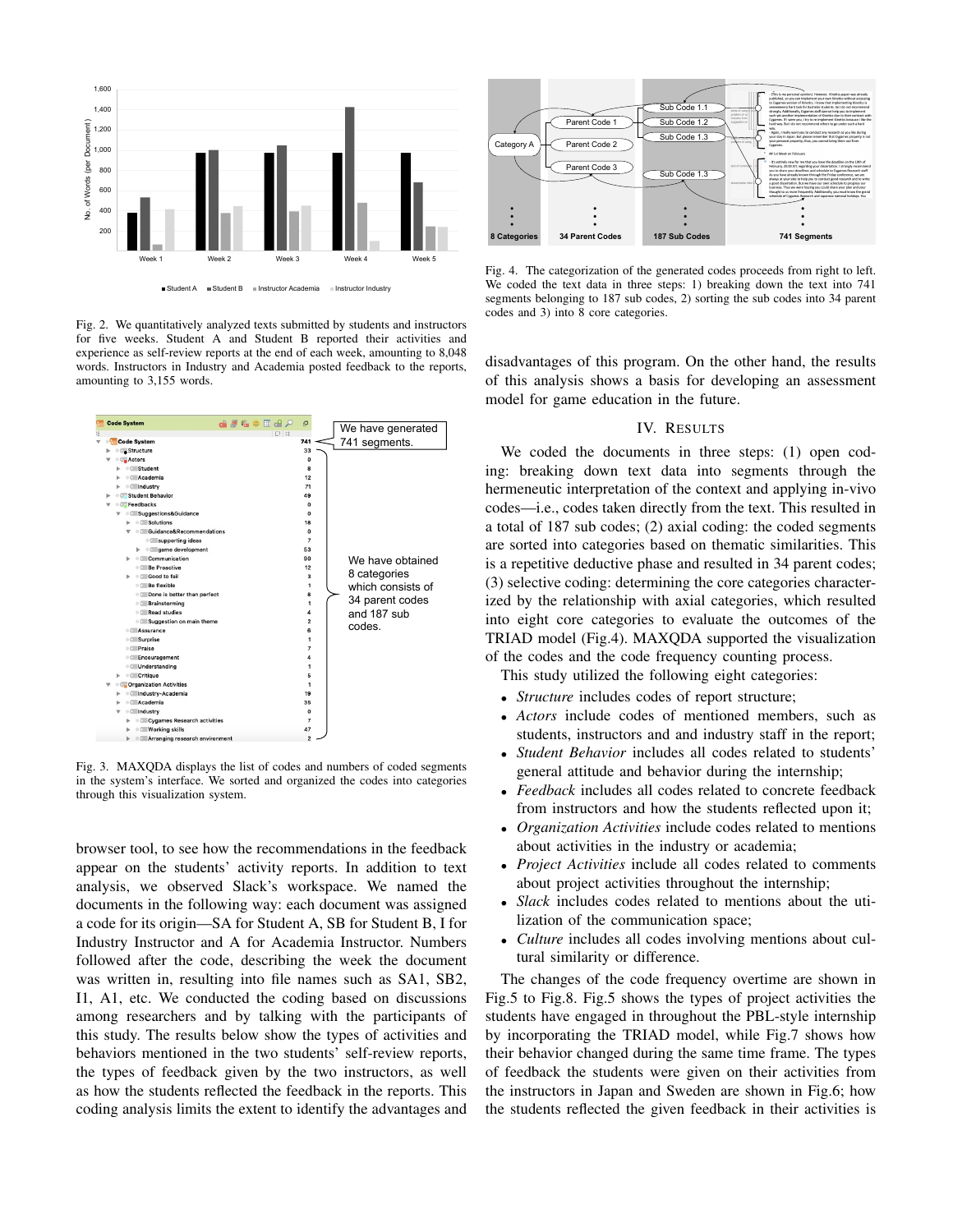Fig. 2. We quantitatively analyzed texts submitted by students and instructors for five weeks. Student A and Student B reported their activities and experience as self-review reports at the end of each week, amounting to 8,048 words. Instructors in Industry and Academia posted feedback to the reports, amounting to 3,155 words.

Fig. 3. MAXQDA displays the list of codes and numbers of coded segments in the system's interface. We sorted and organized the codes into categories through this visualization system.

browser tool, to see how the recommendations in the feedback appear on the students' activity reports. In addition to text analysis, we observed Slack's workspace. We named the documents in the following way: each document was assigned a code for its origin—SA for Student A, SB for Student B, I for Industry Instructor and A for Academia Instructor. Numbers followed after the code, describing the week the document was written in, resulting into file names such as SA1, SB2, I1, A1, etc. We conducted the coding based on discussions among researchers and by talking with the participants of this study. The results below show the types of activities and behaviors mentioned in the two students' self-review reports, the types of feedback given by the two instructors, as well as how the students reflected the feedback in the reports. This coding analysis limits the extent to identify the advantages and disadvantages of this program. On the other hand, the results of this analysis shows a basis for developing an assessment model for game education in the future.

Fig. 4. The categorization of the generated codes proceeds from right to left. We coded the text data in three steps: 1) breaking down the text into 741 segments belonging to 187 sub codes, 2) sorting the sub codes into 34 parent codes and 3) into 8 core categories.

## IV. Results

We coded the documents in three steps: (1) open coding: breaking down text data into segments through the hermeneutic interpretation of the context and applying in-vivo codes—i.e., codes taken directly from the text. This resulted in a total of 187 sub codes; (2) axial coding: the coded segments are sorted into categories based on thematic similarities. This is a repetitive deductive phase and resulted in 34 parent codes; (3) selective coding: determining the core categories characterized by the relationship with axial categories, which resulted into eight core categories to evaluate the outcomes of the TRIAD model (Fig.4). MAXQDA supported the visualization of the codes and the code frequency counting process.

This study utilized the following eight categories:

- *Structure* includes codes of report structure;
- *Actors* include codes of mentioned members, such as students, instructors and and industry staff in the report;
- *Student Behavior* includes all codes related to students' general attitude and behavior during the internship;
- *Feedback* includes all codes related to concrete feedback from instructors and how the students reflected upon it;
- *Organization Activities* include codes related to mentions about activities in the industry or academia;
- *Project Activities* include all codes related to comments about project activities throughout the internship;
- *Slack* includes codes related to mentions about the utilization of the communication space;
- *Culture* includes all codes involving mentions about cultural similarity or difference.

The changes of the code frequency overtime are shown in Fig.5 to Fig.8. Fig.5 shows the types of project activities the students have engaged in throughout the PBL-style internship by incorporating the TRIAD model, while Fig.7 shows how their behavior changed during the same time frame. The types of feedback the students were given on their activities from the instructors in Japan and Sweden are shown in Fig.6; how the students reflected the given feedback in their activities is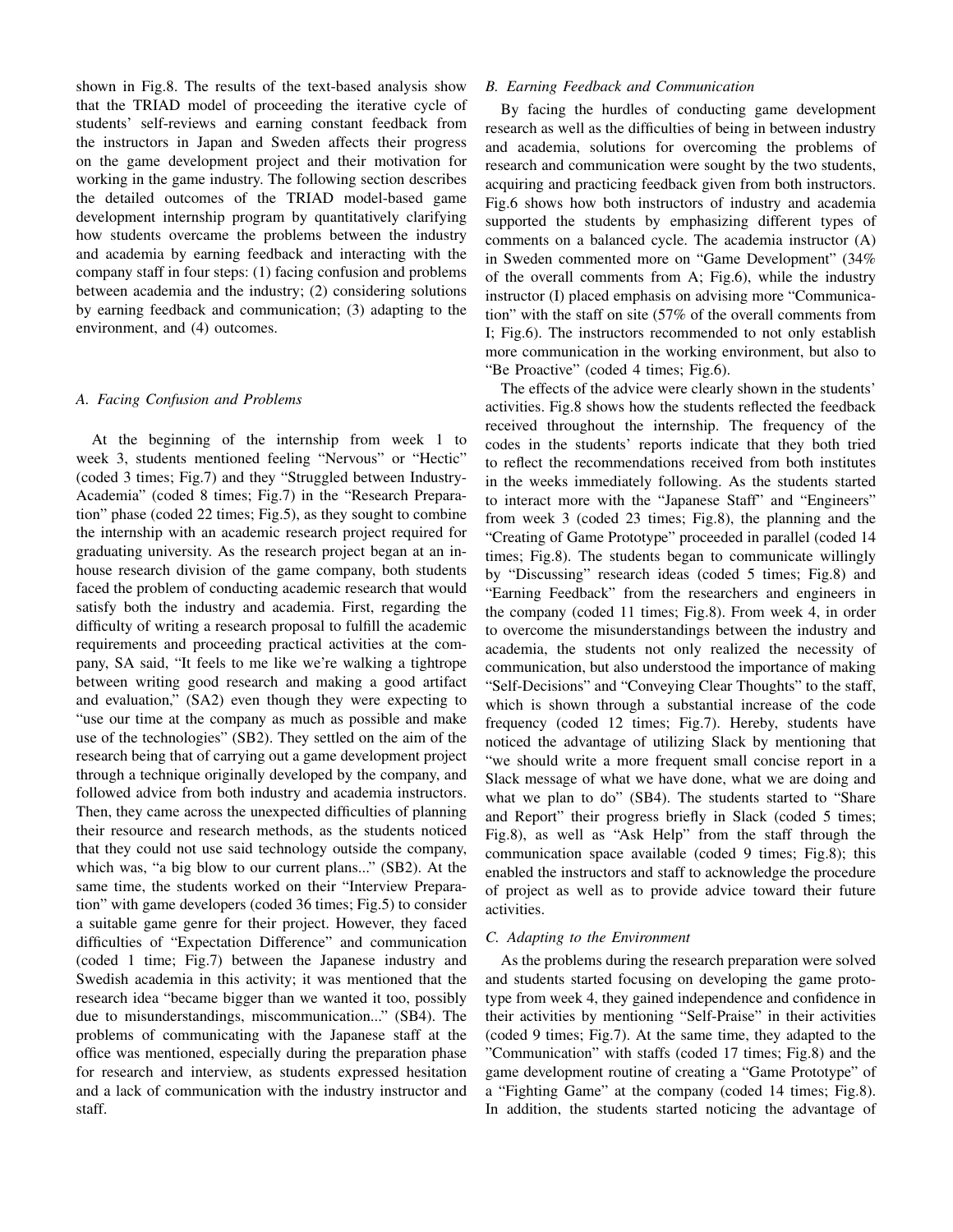shown in Fig.8. The results of the text-based analysis show that the TRIAD model of proceeding the iterative cycle of students' self-reviews and earning constant feedback from the instructors in Japan and Sweden affects their progress on the game development project and their motivation for working in the game industry. The following section describes the detailed outcomes of the TRIAD model-based game development internship program by quantitatively clarifying how students overcame the problems between the industry and academia by earning feedback and interacting with the company staff in four steps: (1) facing confusion and problems between academia and the industry; (2) considering solutions by earning feedback and communication; (3) adapting to the environment, and (4) outcomes.

### A. Facing Confusion and Problems

At the beginning of the internship from week 1 to week 3, students mentioned feeling "Nervous" or "Hectic" (coded 3 times; Fig.7) and they "Struggled between Industry-Academia" (coded 8 times; Fig.7) in the "Research Preparation" phase (coded 22 times; Fig.5), as they sought to combine the internship with an academic research project required for graduating university. As the research project began at an inhouse research division of the game company, both students faced the problem of conducting academic research that would satisfy both the industry and academia. First, regarding the difficulty of writing a research proposal to fulfill the academic requirements and proceeding practical activities at the company, SA said, "It feels to me like we're walking a tightrope between writing good research and making a good artifact and evaluation," (SA2) even though they were expecting to "use our time at the company as much as possible and make use of the technologies" (SB2). They settled on the aim of the research being that of carrying out a game development project through a technique originally developed by the company, and followed advice from both industry and academia instructors. Then, they came across the unexpected difficulties of planning their resource and research methods, as the students noticed that they could not use said technology outside the company, which was, "a big blow to our current plans..." (SB2). At the same time, the students worked on their "Interview Preparation" with game developers (coded 36 times; Fig.5) to consider a suitable game genre for their project. However, they faced difficulties of "Expectation Difference" and communication (coded 1 time; Fig.7) between the Japanese industry and Swedish academia in this activity; it was mentioned that the research idea "became bigger than we wanted it too, possibly due to misunderstandings, miscommunication..." (SB4). The problems of communicating with the Japanese staff at the office was mentioned, especially during the preparation phase for research and interview, as students expressed hesitation and a lack of communication with the industry instructor and staff.

### B. Earning Feedback and Communication

By facing the hurdles of conducting game development research as well as the difficulties of being in between industry and academia, solutions for overcoming the problems of research and communication were sought by the two students, acquiring and practicing feedback given from both instructors. Fig.6 shows how both instructors of industry and academia supported the students by emphasizing different types of comments on a balanced cycle. The academia instructor (A) in Sweden commented more on "Game Development" (34% of the overall comments from A; Fig.6), while the industry instructor (I) placed emphasis on advising more "Communication" with the staff on site (57% of the overall comments from I; Fig.6). The instructors recommended to not only establish more communication in the working environment, but also to "Be Proactive" (coded 4 times; Fig.6).

The effects of the advice were clearly shown in the students' activities. Fig.8 shows how the students reflected the feedback received throughout the internship. The frequency of the codes in the students' reports indicate that they both tried to reflect the recommendations received from both institutes in the weeks immediately following. As the students started to interact more with the "Japanese Staff" and "Engineers" from week 3 (coded 23 times; Fig.8), the planning and the "Creating of Game Prototype" proceeded in parallel (coded 14 times; Fig.8). The students began to communicate willingly by "Discussing" research ideas (coded 5 times; Fig.8) and "Earning Feedback" from the researchers and engineers in the company (coded 11 times; Fig.8). From week 4, in order to overcome the misunderstandings between the industry and academia, the students not only realized the necessity of communication, but also understood the importance of making "Self-Decisions" and "Conveying Clear Thoughts" to the staff, which is shown through a substantial increase of the code frequency (coded 12 times; Fig.7). Hereby, students have noticed the advantage of utilizing Slack by mentioning that "we should write a more frequent small concise report in a Slack message of what we have done, what we are doing and what we plan to do" (SB4). The students started to "Share and Report" their progress briefly in Slack (coded 5 times; Fig.8), as well as "Ask Help" from the staff through the communication space available (coded 9 times; Fig.8); this enabled the instructors and staff to acknowledge the procedure of project as well as to provide advice toward their future activities.

### C. Adapting to the Environment

As the problems during the research preparation were solved and students started focusing on developing the game prototype from week 4, they gained independence and confidence in their activities by mentioning "Self-Praise" in their activities (coded 9 times; Fig.7). At the same time, they adapted to the "Communication" with staffs (coded 17 times; Fig.8) and the game development routine of creating a "Game Prototype" of a "Fighting Game" at the company (coded 14 times; Fig.8). In addition, the students started noticing the advantage of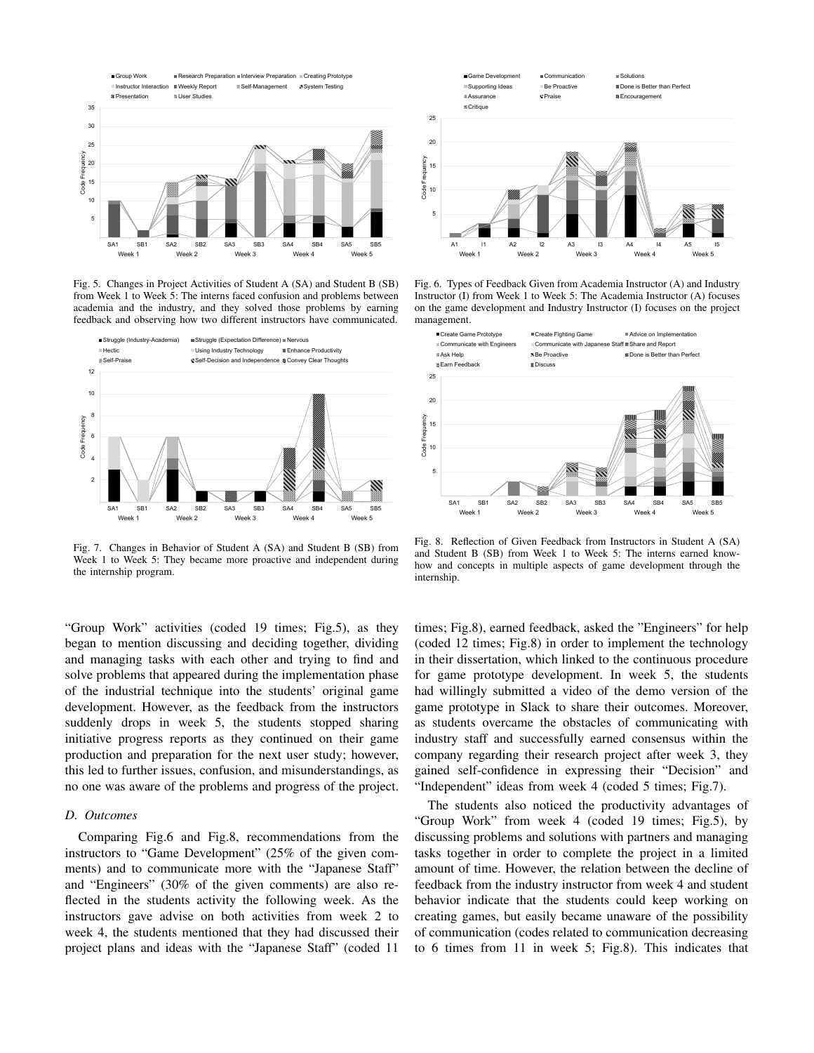Fig. 5. Changes in Project Activities of Student A (SA) and Student B (SB) from Week 1 to Week 5: The interns faced confusion and problems between academia and the industry, and they solved those problems by earning feedback and observing how two different instructors have communicated.

Fig. 6. Types of Feedback Given from Academia Instructor (A) and Industry Instructor (I) from Week 1 to Week 5: The Academia Instructor (A) focuses on the game development and Industry Instructor (I) focuses on the project management.

Fig. 7. Changes in Behavior of Student A (SA) and Student B (SB) from Week 1 to Week 5: They became more proactive and independent during the internship program.

Fig. 8. Reflection of Given Feedback from Instructors in Student A (SA) and Student B (SB) from Week 1 to Week 5: The interns earned know-how and concepts in multiple aspects of game development through the internship.

"Group Work" activities (coded 19 times; Fig.5), as they began to mention discussing and deciding together, dividing and managing tasks with each other and trying to find and solve problems that appeared during the implementation phase of the industrial technique into the students' original game development. However, as the feedback from the instructors suddenly drops in week 5, the students stopped sharing initiative progress reports as they continued on their game production and preparation for the next user study; however, this led to further issues, confusion, and misunderstandings, as no one was aware of the problems and progress of the project.

### D. Outcomes

Comparing Fig.6 and Fig.8, recommendations from the instructors to "Game Development" (25% of the given comments) and to communicate more with the "Japanese Staff" and "Engineers" (30% of the given comments) are also reflected in the students activity the following week. As the instructors gave advise on both activities from week 2 to week 4, the students mentioned that they had discussed their project plans and ideas with the "Japanese Staff" (coded 11 times; Fig.8), earned feedback, asked the "Engineers" for help (coded 12 times; Fig.8) in order to implement the technology in their dissertation, which linked to the continuous procedure for game prototype development. In week 5, the students had willingly submitted a video of the demo version of the game prototype in Slack to share their outcomes. Moreover, as students overcame the obstacles of communicating with industry staff and successfully earned consensus within the company regarding their research project after week 3, they gained self-confidence in expressing their "Decision" and "Independent" ideas from week 4 (coded 5 times; Fig.7).

The students also noticed the productivity advantages of "Group Work" from week 4 (coded 19 times; Fig.5), by discussing problems and solutions with partners and managing tasks together in order to complete the project in a limited amount of time. However, the relation between the decline of feedback from the industry instructor from week 4 and student behavior indicate that the students could keep working on creating games, but easily became unaware of the possibility of communication (codes related to communication decreasing to 6 times from 11 in week 5; Fig.8). This indicates that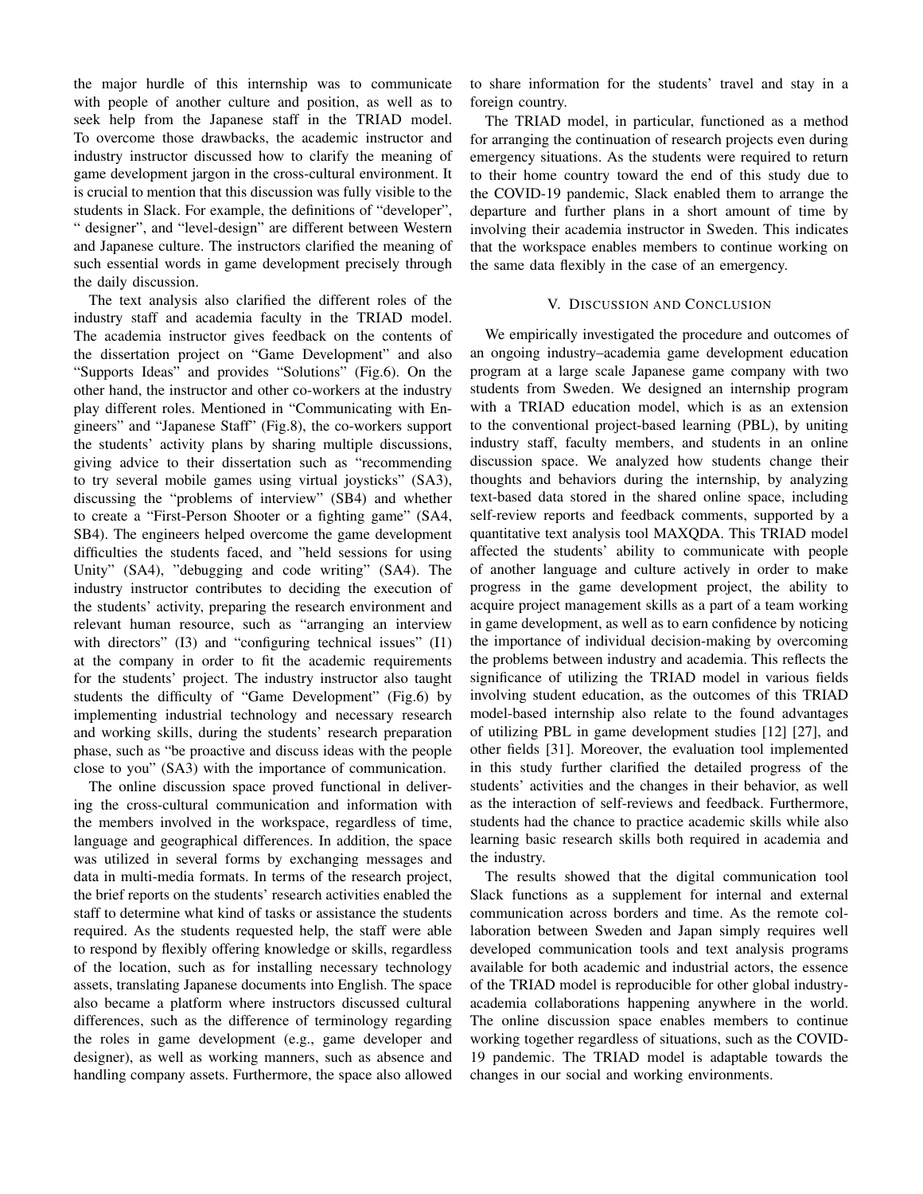the major hurdle of this internship was to communicate with people of another culture and position, as well as to seek help from the Japanese staff in the TRIAD model. To overcome those drawbacks, the academic instructor and industry instructor discussed how to clarify the meaning of game development jargon in the cross-cultural environment. It is crucial to mention that this discussion was fully visible to the students in Slack. For example, the definitions of "developer", " designer", and "level-design" are different between Western and Japanese culture. The instructors clarified the meaning of such essential words in game development precisely through the daily discussion.

The text analysis also clarified the different roles of the industry staff and academia faculty in the TRIAD model. The academia instructor gives feedback on the contents of the dissertation project on "Game Development" and also "Supports Ideas" and provides "Solutions" (Fig.6). On the other hand, the instructor and other co-workers at the industry play different roles. Mentioned in "Communicating with Engineers" and "Japanese Staff" (Fig.8), the co-workers support the students' activity plans by sharing multiple discussions, giving advice to their dissertation such as "recommending to try several mobile games using virtual joysticks" (SA3), discussing the "problems of interview" (SB4) and whether to create a "First-Person Shooter or a fighting game" (SA4, SB4). The engineers helped overcome the game development difficulties the students faced, and "held sessions for using Unity" (SA4), "debugging and code writing" (SA4). The industry instructor contributes to deciding the execution of the students' activity, preparing the research environment and relevant human resource, such as "arranging an interview with directors" (I3) and "configuring technical issues" (I1) at the company in order to fit the academic requirements for the students' project. The industry instructor also taught students the difficulty of "Game Development" (Fig.6) by implementing industrial technology and necessary research and working skills, during the students' research preparation phase, such as "be proactive and discuss ideas with the people close to you" (SA3) with the importance of communication.

The online discussion space proved functional in delivering the cross-cultural communication and information with the members involved in the workspace, regardless of time, language and geographical differences. In addition, the space was utilized in several forms by exchanging messages and data in multi-media formats. In terms of the research project, the brief reports on the students' research activities enabled the staff to determine what kind of tasks or assistance the students required. As the students requested help, the staff were able to respond by flexibly offering knowledge or skills, regardless of the location, such as for installing necessary technology assets, translating Japanese documents into English. The space also became a platform where instructors discussed cultural differences, such as the difference of terminology regarding the roles in game development (e.g., game developer and designer), as well as working manners, such as absence and handling company assets. Furthermore, the space also allowed to share information for the students' travel and stay in a foreign country.

The TRIAD model, in particular, functioned as a method for arranging the continuation of research projects even during emergency situations. As the students were required to return to their home country toward the end of this study due to the COVID-19 pandemic, Slack enabled them to arrange the departure and further plans in a short amount of time by involving their academia instructor in Sweden. This indicates that the workspace enables members to continue working on the same data flexibly in the case of an emergency.

## V. Discussion and Conclusion

We empirically investigated the procedure and outcomes of an ongoing industry–academia game development education program at a large scale Japanese game company with two students from Sweden. We designed an internship program with a TRIAD education model, which is as an extension to the conventional project-based learning (PBL), by uniting industry staff, faculty members, and students in an online discussion space. We analyzed how students change their thoughts and behaviors during the internship, by analyzing text-based data stored in the shared online space, including self-review reports and feedback comments, supported by a quantitative text analysis tool MAXQDA. This TRIAD model affected the students' ability to communicate with people of another language and culture actively in order to make progress in the game development project, the ability to acquire project management skills as a part of a team working in game development, as well as to earn confidence by noticing the importance of individual decision-making by overcoming the problems between industry and academia. This reflects the significance of utilizing the TRIAD model in various fields involving student education, as the outcomes of this TRIAD model-based internship also relate to the found advantages of utilizing PBL in game development studies [12] [27], and other fields [31]. Moreover, the evaluation tool implemented in this study further clarified the detailed progress of the students' activities and the changes in their behavior, as well as the interaction of self-reviews and feedback. Furthermore, students had the chance to practice academic skills while also learning basic research skills both required in academia and the industry.

The results showed that the digital communication tool Slack functions as a supplement for internal and external communication across borders and time. As the remote collaboration between Sweden and Japan simply requires well developed communication tools and text analysis programs available for both academic and industrial actors, the essence of the TRIAD model is reproducible for other global industry-academia collaborations happening anywhere in the world. The online discussion space enables members to continue working together regardless of situations, such as the COVID-19 pandemic. The TRIAD model is adaptable towards the changes in our social and working environments.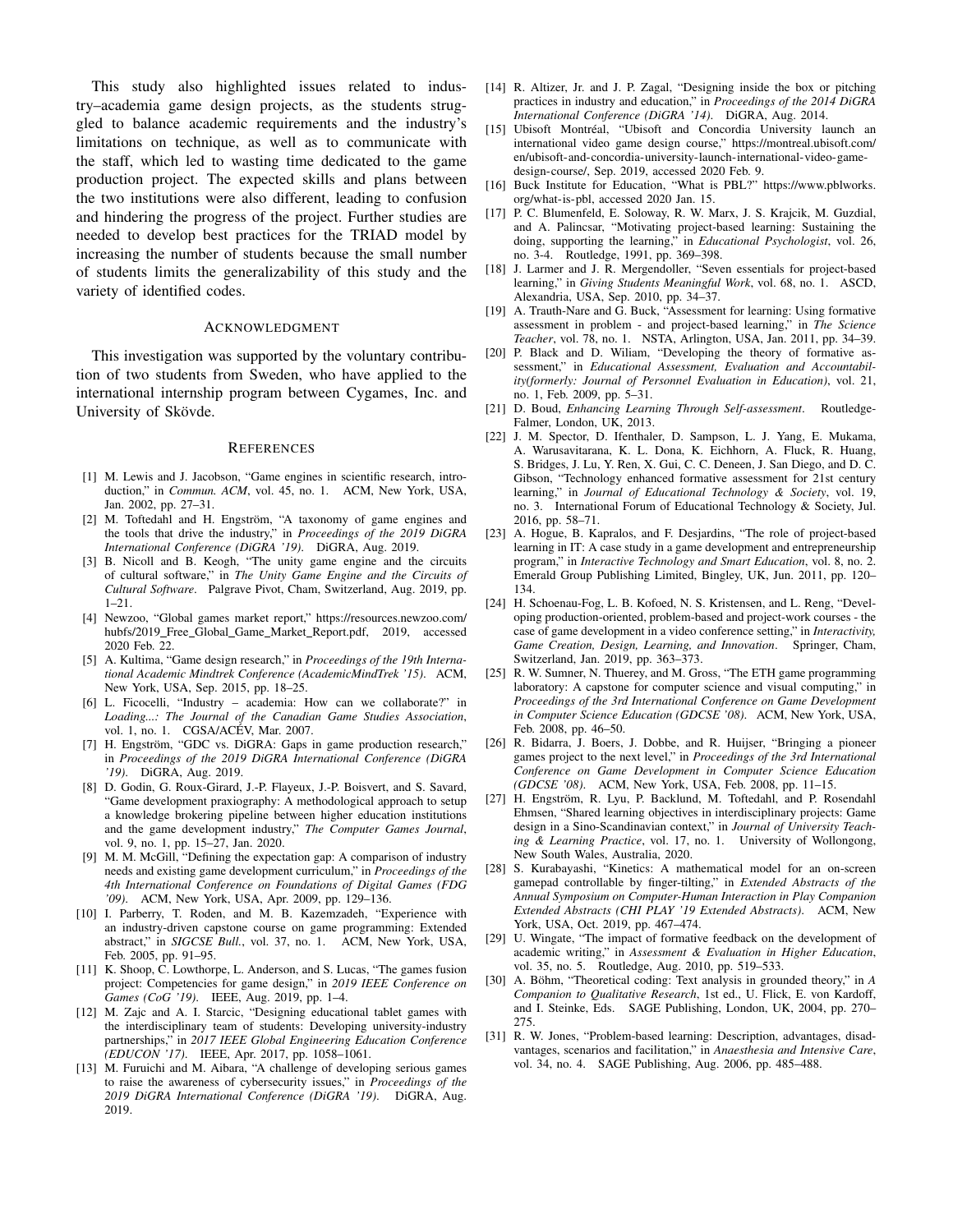This study also highlighted issues related to industry–academia game design projects, as the students struggled to balance academic requirements and the industry's limitations on technique, as well as to communicate with the staff, which led to wasting time dedicated to the game production project. The expected skills and plans between the two institutions were also different, leading to confusion and hindering the progress of the project. Further studies are needed to develop best practices for the TRIAD model by increasing the number of students because the small number of students limits the generalizability of this study and the variety of identified codes.

## Acknowledgment

This investigation was supported by the voluntary contribution of two students from Sweden, who have applied to the international internship program between Cygames, Inc. and University of Skövde.

## References

[1] M. Lewis and J. Jacobson, "Game engines in scientific research, introduction," in *Commun. ACM*, vol. 45, no. 1. ACM, New York, USA, Jan. 2002, pp. 27–31.

[2] M. Toftedahl and H. Engström, "A taxonomy of game engines and the tools that drive the industry," in *Proceedings of the 2019 DiGRA International Conference (DiGRA '19)*. DiGRA, Aug. 2019.

[3] B. Nicoll and B. Keogh, "The unity game engine and the circuits of cultural software," in *The Unity Game Engine and the Circuits of Cultural Software*. Palgrave Pivot, Cham, Switzerland, Aug. 2019, pp. 1–21.

[4] Newzoo, "Global games market report," https://resources.newzoo.com/hubfs/2019_Free_Global_Game_Market_Report.pdf, 2019, accessed 2020 Feb. 22.

[5] A. Kultima, "Game design research," in *Proceedings of the 19th International Academic Mindtrek Conference (AcademicMindTrek '15)*. ACM, New York, USA, Sep. 2015, pp. 18–25.

[6] L. Ficocelli, "Industry – academia: How can we collaborate?" in *Loading...: The Journal of the Canadian Game Studies Association*, vol. 1, no. 1. CGSA/ACÉV, Mar. 2007.

[7] H. Engström, "GDC vs. DiGRA: Gaps in game production research," in *Proceedings of the 2019 DiGRA International Conference (DiGRA '19)*. DiGRA, Aug. 2019.

[8] D. Godin, G. Roux-Girard, J.-P. Flayeux, J.-P. Boisvert, and S. Savard, "Game development praxiography: A methodological approach to setup a knowledge brokering pipeline between higher education institutions and the game development industry," *The Computer Games Journal*, vol. 9, no. 1, pp. 15–27, Jan. 2020.

[9] M. M. McGill, "Defining the expectation gap: A comparison of industry needs and existing game development curriculum," in *Proceedings of the 4th International Conference on Foundations of Digital Games (FDG '09)*. ACM, New York, USA, Apr. 2009, pp. 129–136.

[10] I. Parberry, T. Roden, and M. B. Kazemzadeh, "Experience with an industry-driven capstone course on game programming: Extended abstract," in *SIGCSE Bull.*, vol. 37, no. 1. ACM, New York, USA, Feb. 2005, pp. 91–95.

[11] K. Shoop, C. Lowthorpe, L. Anderson, and S. Lucas, "The games fusion project: Competencies for game design," in *2019 IEEE Conference on Games (CoG '19)*. IEEE, Aug. 2019, pp. 1–4.

[12] M. Zajc and A. I. Starcic, "Designing educational tablet games with the interdisciplinary team of students: Developing university-industry partnerships," in *2017 IEEE Global Engineering Education Conference (EDUCON '17)*. IEEE, Apr. 2017, pp. 1058–1061.

[13] M. Furuichi and M. Aibara, "A challenge of developing serious games to raise the awareness of cybersecurity issues," in *Proceedings of the 2019 DiGRA International Conference (DiGRA '19)*. DiGRA, Aug. 2019.

[14] R. Altizer, Jr. and J. P. Zagal, "Designing inside the box or pitching practices in industry and education," in *Proceedings of the 2014 DiGRA International Conference (DiGRA '14)*. DiGRA, Aug. 2014.

[15] Ubisoft Montréal, "Ubisoft and Concordia University launch an international video game design course," https://montreal.ubisoft.com/en/ubisoft-and-concordia-university-launch-international-video-game-design-course/, Sep. 2019, accessed 2020 Feb. 9.

[16] Buck Institute for Education, "What is PBL?" https://www.pblworks.org/what-is-pbl, accessed 2020 Jan. 15.

[17] P. C. Blumenfeld, E. Soloway, R. W. Marx, J. S. Krajcik, M. Guzdial, and A. Palincsar, "Motivating project-based learning: Sustaining the doing, supporting the learning," in *Educational Psychologist*, vol. 26, no. 3-4. Routledge, 1991, pp. 369–398.

[18] J. Larmer and J. R. Mergendoller, "Seven essentials for project-based learning," in *Giving Students Meaningful Work*, vol. 68, no. 1. ASCD, Alexandria, USA, Sep. 2010, pp. 34–37.

[19] A. Trauth-Nare and G. Buck, "Assessment for learning: Using formative assessment in problem - and project-based learning," in *The Science Teacher*, vol. 78, no. 1. NSTA, Arlington, USA, Jan. 2011, pp. 34–39.

[20] P. Black and D. Wiliam, "Developing the theory of formative assessment," in *Educational Assessment, Evaluation and Accountability(formerly: Journal of Personnel Evaluation in Education)*, vol. 21, no. 1, Feb. 2009, pp. 5–31.

[21] D. Boud, *Enhancing Learning Through Self-assessment*. RoutledgeFalmer, London, UK, 2013.

[22] J. M. Spector, D. Ifenthaler, D. Sampson, L. J. Yang, E. Mukama, A. Warusavitarana, K. L. Dona, K. Eichhorn, A. Fluck, R. Huang, S. Bridges, J. Lu, Y. Ren, X. Gui, C. C. Deneen, J. San Diego, and D. C. Gibson, "Technology enhanced formative assessment for 21st century learning," in *Journal of Educational Technology & Society*, vol. 19, no. 3. International Forum of Educational Technology & Society, Jul. 2016, pp. 58–71.

[23] A. Hogue, B. Kapralos, and F. Desjardins, "The role of project-based learning in IT: A case study in a game development and entrepreneurship program," in *Interactive Technology and Smart Education*, vol. 8, no. 2. Emerald Group Publishing Limited, Bingley, UK, Jun. 2011, pp. 120–134.

[24] H. Schoenau-Fog, L. B. Kofoed, N. S. Kristensen, and L. Reng, "Developing production-oriented, problem-based and project-work courses - the case of game development in a video conference setting," in *Interactivity, Game Creation, Design, Learning, and Innovation*. Springer, Cham, Switzerland, Jan. 2019, pp. 363–373.

[25] R. W. Sumner, N. Thuerey, and M. Gross, "The ETH game programming laboratory: A capstone for computer science and visual computing," in *Proceedings of the 3rd International Conference on Game Development in Computer Science Education (GDCSE '08)*. ACM, New York, USA, Feb. 2008, pp. 46–50.

[26] R. Bidarra, J. Boers, J. Dobbe, and R. Huijser, "Bringing a pioneer games project to the next level," in *Proceedings of the 3rd International Conference on Game Development in Computer Science Education (GDCSE '08)*. ACM, New York, USA, Feb. 2008, pp. 11–15.

[27] H. Engström, R. Lyu, P. Backlund, M. Toftedahl, and P. Rosendahl Ehmsen, "Shared learning objectives in interdisciplinary projects: Game design in a Sino-Scandinavian context," in *Journal of University Teaching & Learning Practice*, vol. 17, no. 1. University of Wollongong, New South Wales, Australia, 2020.

[28] S. Kurabayashi, "Kinetics: A mathematical model for an on-screen gamepad controllable by finger-tilting," in *Extended Abstracts of the Annual Symposium on Computer-Human Interaction in Play Companion Extended Abstracts (CHI PLAY '19 Extended Abstracts)*. ACM, New York, USA, Oct. 2019, pp. 467–474.

[29] U. Wingate, "The impact of formative feedback on the development of academic writing," in *Assessment & Evaluation in Higher Education*, vol. 35, no. 5. Routledge, Aug. 2010, pp. 519–533.

[30] A. Böhm, "Theoretical coding: Text analysis in grounded theory," in *A Companion to Qualitative Research*, 1st ed., U. Flick, E. von Kardoff, and I. Steinke, Eds. SAGE Publishing, London, UK, 2004, pp. 270–275.

[31] R. W. Jones, "Problem-based learning: Description, advantages, disadvantages, scenarios and facilitation," in *Anaesthesia and Intensive Care*, vol. 34, no. 4. SAGE Publishing, Aug. 2006, pp. 485–488.